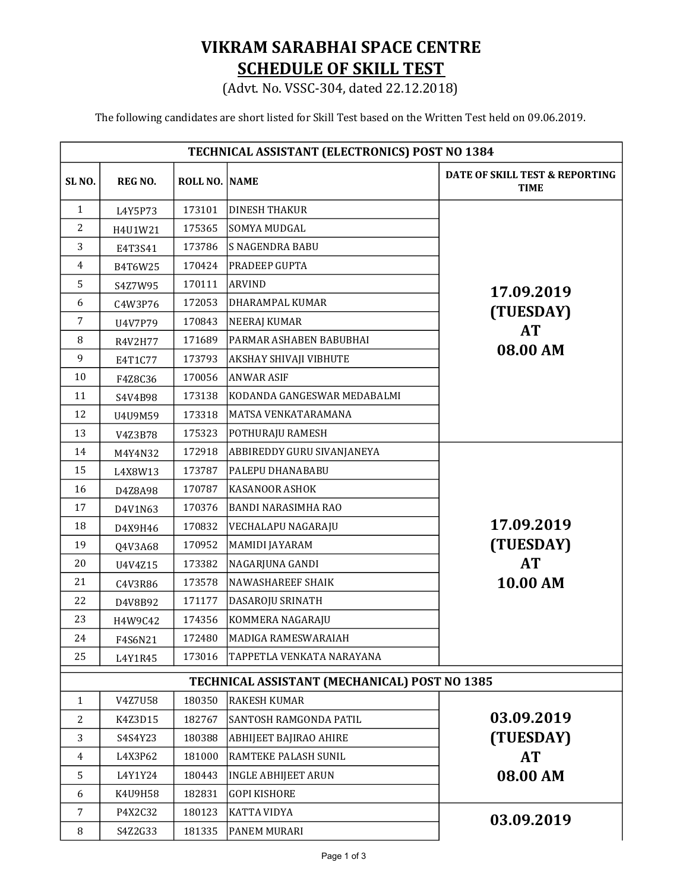# VIKRAM SARABHAI SPACE CENTRE

## SCHEDULE OF SKILL TEST

(Advt. No. VSSC-304, dated 22.12.2018)

The following candidates are short listed for Skill Test based on the Written Test held on 09.06.2019.

| TECHNICAL ASSISTANT (ELECTRONICS) POST NO 1384 | | | | |
|---|---|---|---|---|
| **SL NO.** | **REG NO.** | **ROLL NO.** | **NAME** | **DATE OF SKILL TEST & REPORTING TIME** |
| 1 | L4Y5P73 | 173101 | DINESH THAKUR | **17.09.2019 (TUESDAY) AT 08.00 AM** |
| 2 | H4U1W21 | 175365 | SOMYA MUDGAL | |
| 3 | E4T3S41 | 173786 | S NAGENDRA BABU | |
| 4 | B4T6W25 | 170424 | PRADEEP GUPTA | |
| 5 | S4Z7W95 | 170111 | ARVIND | |
| 6 | C4W3P76 | 172053 | DHARAMPAL KUMAR | |
| 7 | U4V7P79 | 170843 | NEERAJ KUMAR | |
| 8 | R4V2H77 | 171689 | PARMAR ASHABEN BABUBHAI | |
| 9 | E4T1C77 | 173793 | AKSHAY SHIVAJI VIBHUTE | |
| 10 | F4Z8C36 | 170056 | ANWAR ASIF | |
| 11 | S4V4B98 | 173138 | KODANDA GANGESWAR MEDABALMI | |
| 12 | U4U9M59 | 173318 | MATSA VENKATARAMANA | |
| 13 | V4Z3B78 | 175323 | POTHURAJU RAMESH | |
| 14 | M4Y4N32 | 172918 | ABBIREDDY GURU SIVANJANEYA | **17.09.2019 (TUESDAY) AT 10.00 AM** |
| 15 | L4X8W13 | 173787 | PALEPU DHANABABU | |
| 16 | D4Z8A98 | 170787 | KASANOOR ASHOK | |
| 17 | D4V1N63 | 170376 | BANDI NARASIMHA RAO | |
| 18 | D4X9H46 | 170832 | VECHALAPU NAGARAJU | |
| 19 | Q4V3A68 | 170952 | MAMIDI JAYARAM | |
| 20 | U4V4Z15 | 173382 | NAGARJUNA GANDI | |
| 21 | C4V3R86 | 173578 | NAWASHAREEF SHAIK | |
| 22 | D4V8B92 | 171177 | DASAROJU SRINATH | |
| 23 | H4W9C42 | 174356 | KOMMERA NAGARAJU | |
| 24 | F4S6N21 | 172480 | MADIGA RAMESWARAIAH | |
| 25 | L4Y1R45 | 173016 | TAPPETLA VENKATA NARAYANA | |

| TECHNICAL ASSISTANT (MECHANICAL) POST NO 1385 | | | | |
|---|---|---|---|---|
| 1 | V4Z7U58 | 180350 | RAKESH KUMAR | **03.09.2019 (TUESDAY) AT 08.00 AM** |
| 2 | K4Z3D15 | 182767 | SANTOSH RAMGONDA PATIL | |
| 3 | S4S4Y23 | 180388 | ABHIJEET BAJIRAO AHIRE | |
| 4 | L4X3P62 | 181000 | RAMTEKE PALASH SUNIL | |
| 5 | L4Y1Y24 | 180443 | INGLE ABHIJEET ARUN | |
| 6 | K4U9H58 | 182831 | GOPI KISHORE | |
| 7 | P4X2C32 | 180123 | KATTA VIDYA | **03.09.2019** |
| 8 | S4Z2G33 | 181335 | PANEM MURARI | |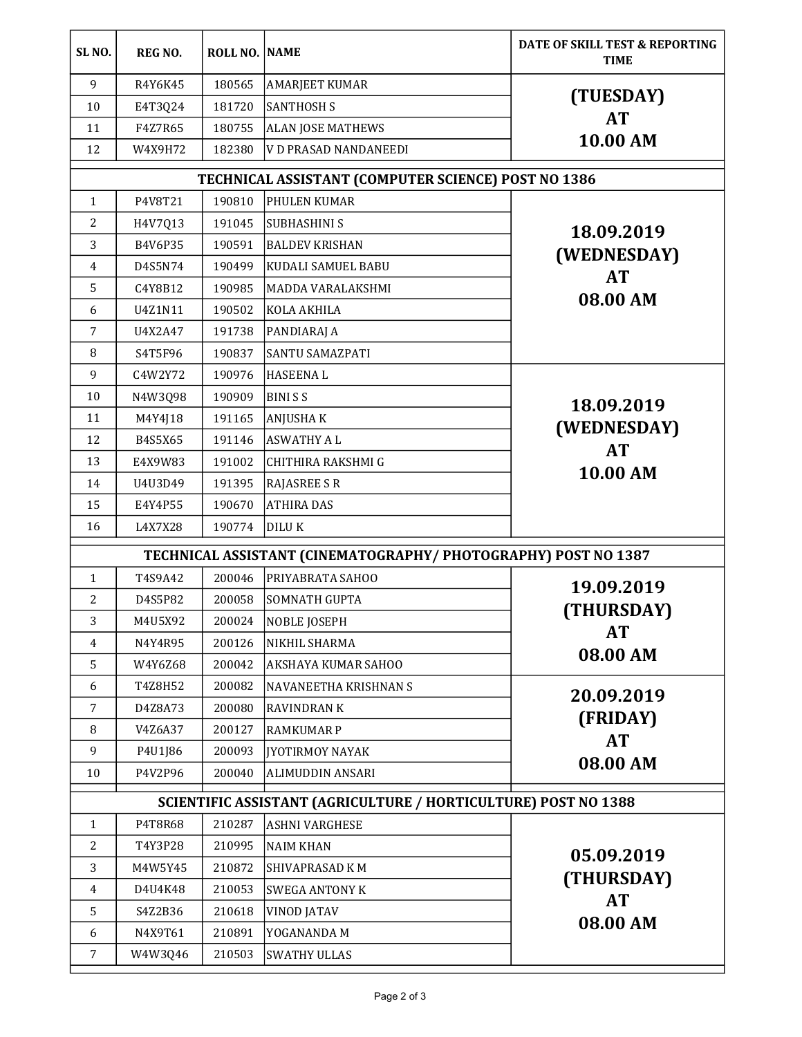| SL NO. | REG NO. | ROLL NO. | NAME | DATE OF SKILL TEST & REPORTING TIME |
|---|---|---|---|---|
| 9 | R4Y6K45 | 180565 | AMARJEET KUMAR | (TUESDAY) AT 10.00 AM |
| 10 | E4T3Q24 | 181720 | SANTHOSH S | |
| 11 | F4Z7R65 | 180755 | ALAN JOSE MATHEWS | |
| 12 | W4X9H72 | 182380 | V D PRASAD NANDANEEDI | |
| **TECHNICAL ASSISTANT (COMPUTER SCIENCE) POST NO 1386** | | | | |
| 1 | P4V8T21 | 190810 | PHULEN KUMAR | 18.09.2019 (WEDNESDAY) AT 08.00 AM |
| 2 | H4V7Q13 | 191045 | SUBHASHINI S | |
| 3 | B4V6P35 | 190591 | BALDEV KRISHAN | |
| 4 | D4S5N74 | 190499 | KUDALI SAMUEL BABU | |
| 5 | C4Y8B12 | 190985 | MADDA VARALAKSHMI | |
| 6 | U4Z1N11 | 190502 | KOLA AKHILA | |
| 7 | U4X2A47 | 191738 | PANDIARAJ A | |
| 8 | S4T5F96 | 190837 | SANTU SAMAZPATI | |
| 9 | C4W2Y72 | 190976 | HASEENA L | 18.09.2019 (WEDNESDAY) AT 10.00 AM |
| 10 | N4W3Q98 | 190909 | BINI S S | |
| 11 | M4Y4J18 | 191165 | ANJUSHA K | |
| 12 | B4S5X65 | 191146 | ASWATHY A L | |
| 13 | E4X9W83 | 191002 | CHITHIRA RAKSHMI G | |
| 14 | U4U3D49 | 191395 | RAJASREE S R | |
| 15 | E4Y4P55 | 190670 | ATHIRA DAS | |
| 16 | L4X7X28 | 190774 | DILU K | |
| **TECHNICAL ASSISTANT (CINEMATOGRAPHY/ PHOTOGRAPHY) POST NO 1387** | | | | |
| 1 | T4S9A42 | 200046 | PRIYABRATA SAHOO | 19.09.2019 (THURSDAY) AT 08.00 AM |
| 2 | D4S5P82 | 200058 | SOMNATH GUPTA | |
| 3 | M4U5X92 | 200024 | NOBLE JOSEPH | |
| 4 | N4Y4R95 | 200126 | NIKHIL SHARMA | |
| 5 | W4Y6Z68 | 200042 | AKSHAYA KUMAR SAHOO | |
| 6 | T4Z8H52 | 200082 | NAVANEETHA KRISHNAN S | 20.09.2019 (FRIDAY) AT 08.00 AM |
| 7 | D4Z8A73 | 200080 | RAVINDRAN K | |
| 8 | V4Z6A37 | 200127 | RAMKUMAR P | |
| 9 | P4U1J86 | 200093 | JYOTIRMOY NAYAK | |
| 10 | P4V2P96 | 200040 | ALIMUDDIN ANSARI | |
| **SCIENTIFIC ASSISTANT (AGRICULTURE / HORTICULTURE) POST NO 1388** | | | | |
| 1 | P4T8R68 | 210287 | ASHNI VARGHESE | 05.09.2019 (THURSDAY) AT 08.00 AM |
| 2 | T4Y3P28 | 210995 | NAIM KHAN | |
| 3 | M4W5Y45 | 210872 | SHIVAPRASAD K M | |
| 4 | D4U4K48 | 210053 | SWEGA ANTONY K | |
| 5 | S4Z2B36 | 210618 | VINOD JATAV | |
| 6 | N4X9T61 | 210891 | YOGANANDA M | |
| 7 | W4W3Q46 | 210503 | SWATHY ULLAS | |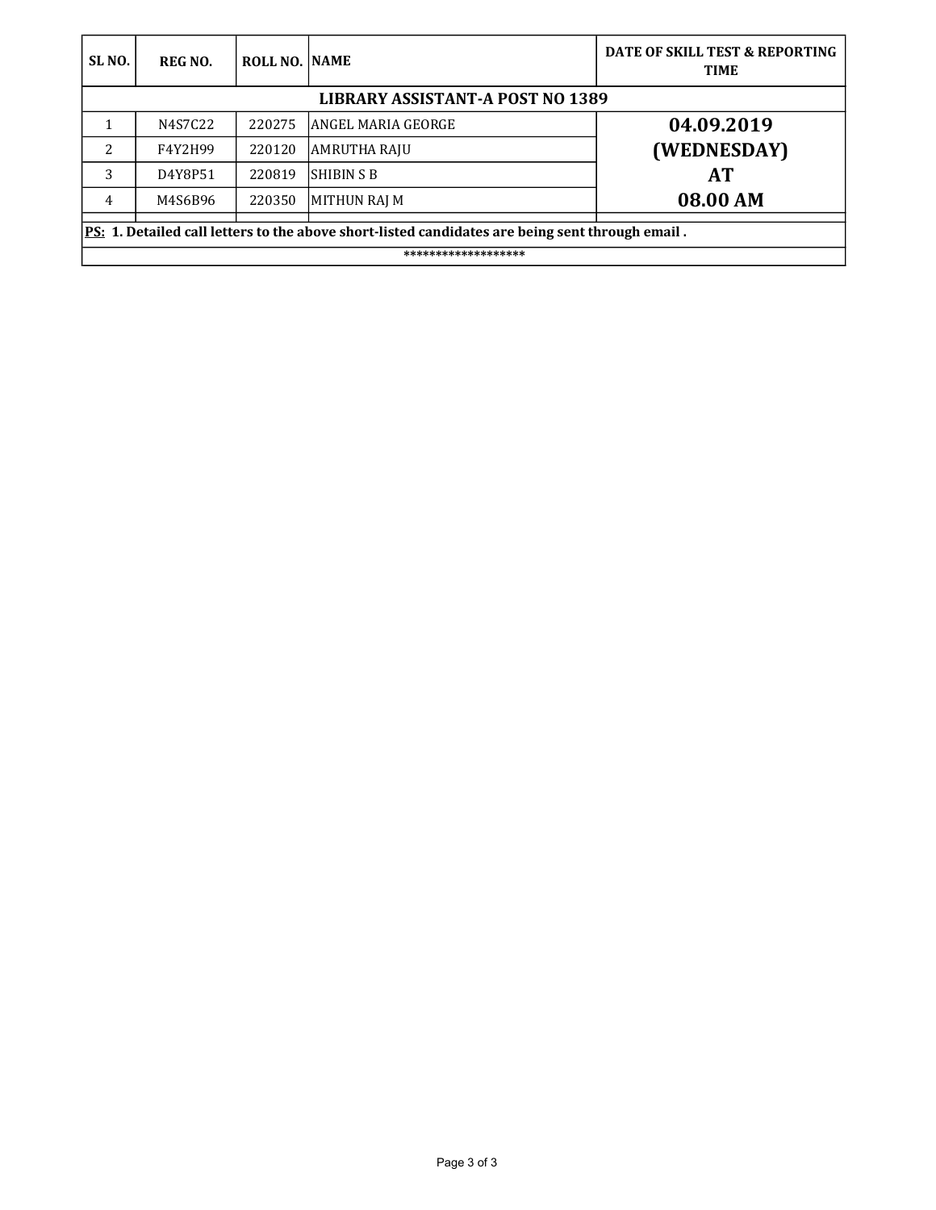| SL NO. | REG NO. | ROLL NO. | NAME | DATE OF SKILL TEST & REPORTING TIME |
|---|---|---|---|---|
| **LIBRARY ASSISTANT-A POST NO 1389** | | | | |
| 1 | N4S7C22 | 220275 | ANGEL MARIA GEORGE | **04.09.2019 (WEDNESDAY) AT 08.00 AM** |
| 2 | F4Y2H99 | 220120 | AMRUTHA RAJU | |
| 3 | D4Y8P51 | 220819 | SHIBIN S B | |
| 4 | M4S6B96 | 220350 | MITHUN RAJ M | |

**PS: 1. Detailed call letters to the above short-listed candidates are being sent through email .**

******************